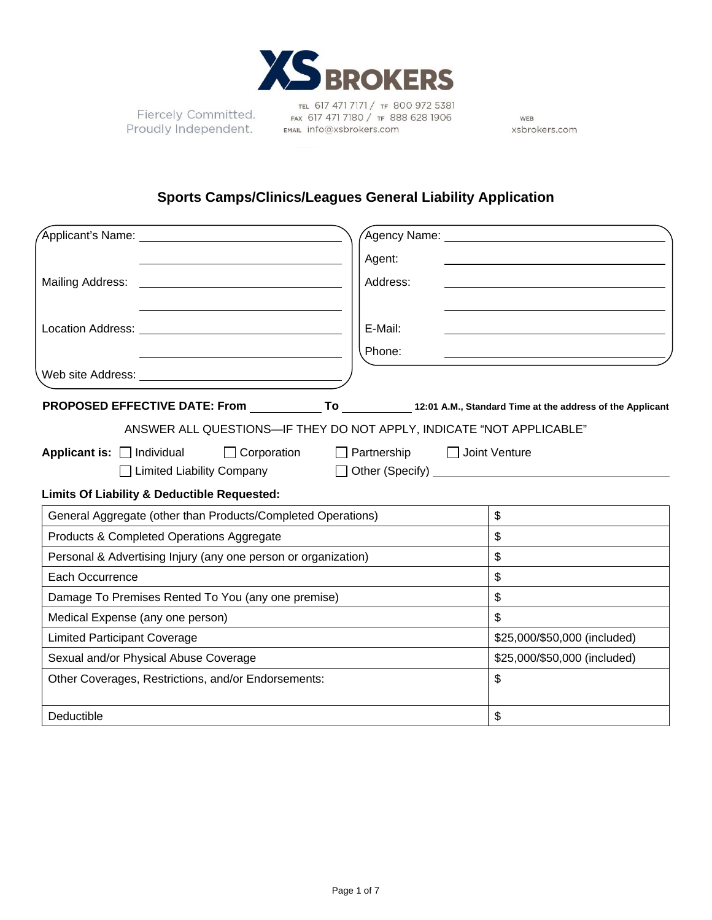XS BROKERS

Fiercely Committed. Proudly Independent.

TEL 617 471 7171 / TF 800 972 5381
FAX 617 471 7180 / TF 888 628 1906
EMAIL info@xsbrokers.com

WEB xsbrokers.com

## Sports Camps/Clinics/Leagues General Liability Application

Applicant's Name: ______________________

______________________

Mailing Address: ______________________

______________________

Location Address: ______________________

______________________

Web site Address: ______________________

Agency Name: ______________________

Agent: ______________________

Address: ______________________

______________________

E-Mail: ______________________

Phone: ______________________

**PROPOSED EFFECTIVE DATE: From** __________ **To** __________ **12:01 A.M., Standard Time at the address of the Applicant**

ANSWER ALL QUESTIONS—IF THEY DO NOT APPLY, INDICATE "NOT APPLICABLE"

**Applicant is:** ☐ Individual ☐ Corporation ☐ Partnership ☐ Joint Venture ☐ Limited Liability Company ☐ Other (Specify) ______________________

**Limits Of Liability & Deductible Requested:**

| Coverage | Amount |
|---|---|
| General Aggregate (other than Products/Completed Operations) | $ |
| Products & Completed Operations Aggregate | $ |
| Personal & Advertising Injury (any one person or organization) | $ |
| Each Occurrence | $ |
| Damage To Premises Rented To You (any one premise) | $ |
| Medical Expense (any one person) | $ |
| Limited Participant Coverage | $25,000/$50,000 (included) |
| Sexual and/or Physical Abuse Coverage | $25,000/$50,000 (included) |
| Other Coverages, Restrictions, and/or Endorsements: | $ |
| Deductible | $ |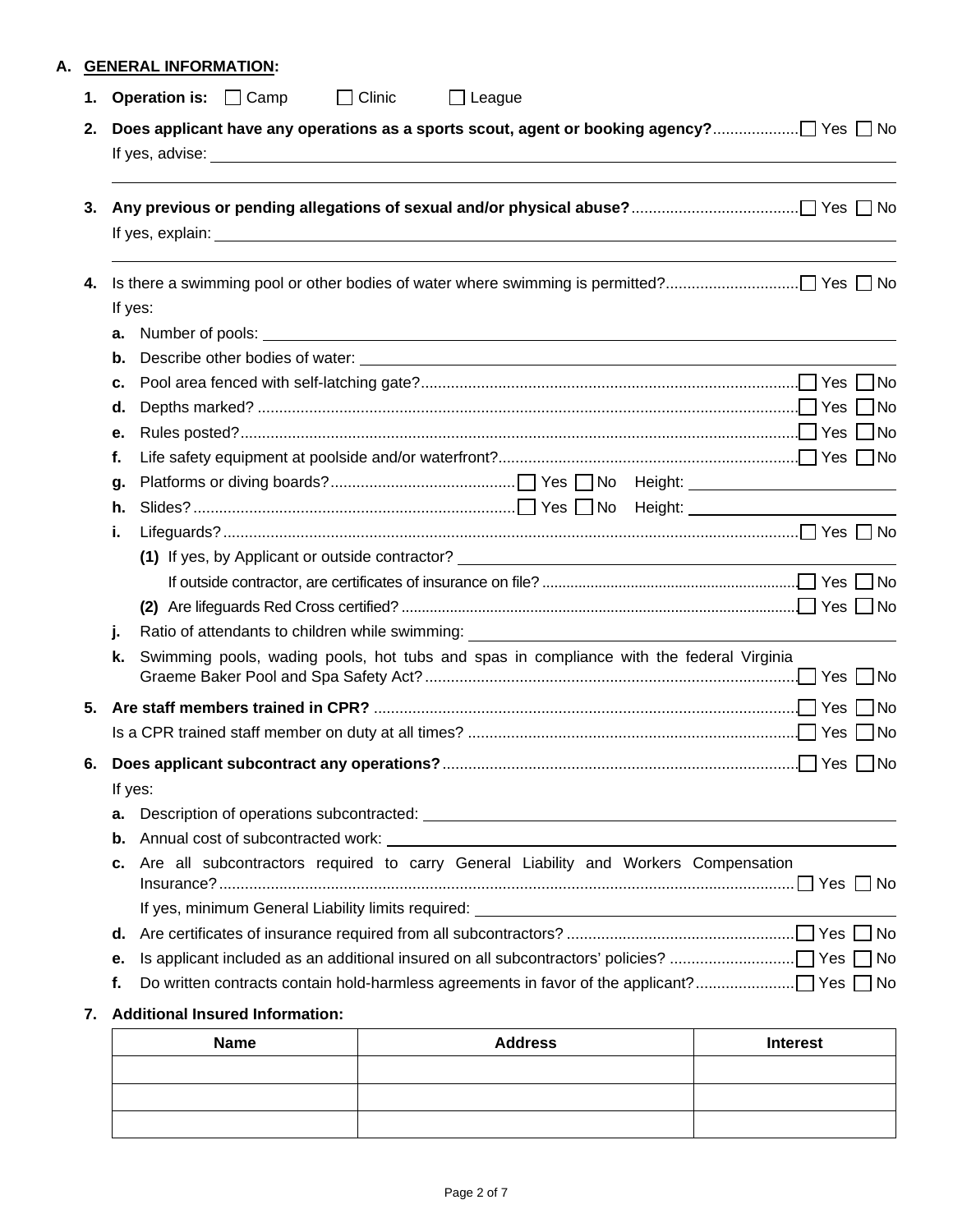## A. GENERAL INFORMATION:

1. **Operation is:** ☐ Camp ☐ Clinic ☐ League

2. **Does applicant have any operations as a sports scout, agent or booking agency?** ☐ Yes ☐ No

   If yes, advise: \_\_\_\_\_\_\_\_\_\_\_\_\_\_\_\_\_\_\_\_\_\_\_\_\_\_\_\_\_\_\_\_\_\_\_\_\_\_\_\_\_\_\_\_\_\_

3. **Any previous or pending allegations of sexual and/or physical abuse?** ☐ Yes ☐ No

   If yes, explain: \_\_\_\_\_\_\_\_\_\_\_\_\_\_\_\_\_\_\_\_\_\_\_\_\_\_\_\_\_\_\_\_\_\_\_\_\_\_\_\_\_\_\_\_\_\_

4. Is there a swimming pool or other bodies of water where swimming is permitted? ☐ Yes ☐ No

   If yes:

   a. Number of pools: \_\_\_\_\_\_\_\_\_\_\_\_\_\_\_\_\_\_\_\_\_\_\_\_\_\_\_\_\_\_

   b. Describe other bodies of water: \_\_\_\_\_\_\_\_\_\_\_\_\_\_\_\_\_\_\_\_\_\_\_\_\_\_\_\_\_\_

   c. Pool area fenced with self-latching gate? ☐ Yes ☐ No

   d. Depths marked? ☐ Yes ☐ No

   e. Rules posted? ☐ Yes ☐ No

   f. Life safety equipment at poolside and/or waterfront? ☐ Yes ☐ No

   g. Platforms or diving boards? ☐ Yes ☐ No Height: \_\_\_\_\_\_\_\_\_\_\_\_\_\_\_

   h. Slides? ☐ Yes ☐ No Height: \_\_\_\_\_\_\_\_\_\_\_\_\_\_\_

   i. Lifeguards? ☐ Yes ☐ No

      **(1)** If yes, by Applicant or outside contractor? \_\_\_\_\_\_\_\_\_\_\_\_\_\_\_\_\_\_\_\_\_\_\_\_\_\_\_\_\_\_

      If outside contractor, are certificates of insurance on file? ☐ Yes ☐ No

      **(2)** Are lifeguards Red Cross certified? ☐ Yes ☐ No

   j. Ratio of attendants to children while swimming: \_\_\_\_\_\_\_\_\_\_\_\_\_\_\_\_\_\_\_\_\_\_\_\_\_\_\_\_\_\_

   k. Swimming pools, wading pools, hot tubs and spas in compliance with the federal Virginia Graeme Baker Pool and Spa Safety Act? ☐ Yes ☐ No

5. **Are staff members trained in CPR?** ☐ Yes ☐ No

   Is a CPR trained staff member on duty at all times? ☐ Yes ☐ No

6. **Does applicant subcontract any operations?** ☐ Yes ☐ No

   If yes:

   a. Description of operations subcontracted: \_\_\_\_\_\_\_\_\_\_\_\_\_\_\_\_\_\_\_\_\_\_\_\_\_\_\_\_\_\_

   b. Annual cost of subcontracted work: \_\_\_\_\_\_\_\_\_\_\_\_\_\_\_\_\_\_\_\_\_\_\_\_\_\_\_\_\_\_

   c. Are all subcontractors required to carry General Liability and Workers Compensation Insurance? ☐ Yes ☐ No

      If yes, minimum General Liability limits required: \_\_\_\_\_\_\_\_\_\_\_\_\_\_\_\_\_\_\_\_\_\_\_\_\_\_\_\_\_\_

   d. Are certificates of insurance required from all subcontractors? ☐ Yes ☐ No

   e. Is applicant included as an additional insured on all subcontractors' policies? ☐ Yes ☐ No

   f. Do written contracts contain hold-harmless agreements in favor of the applicant? ☐ Yes ☐ No

7. **Additional Insured Information:**

| Name | Address | Interest |
|---|---|---|
| | | |
| | | |
| | | |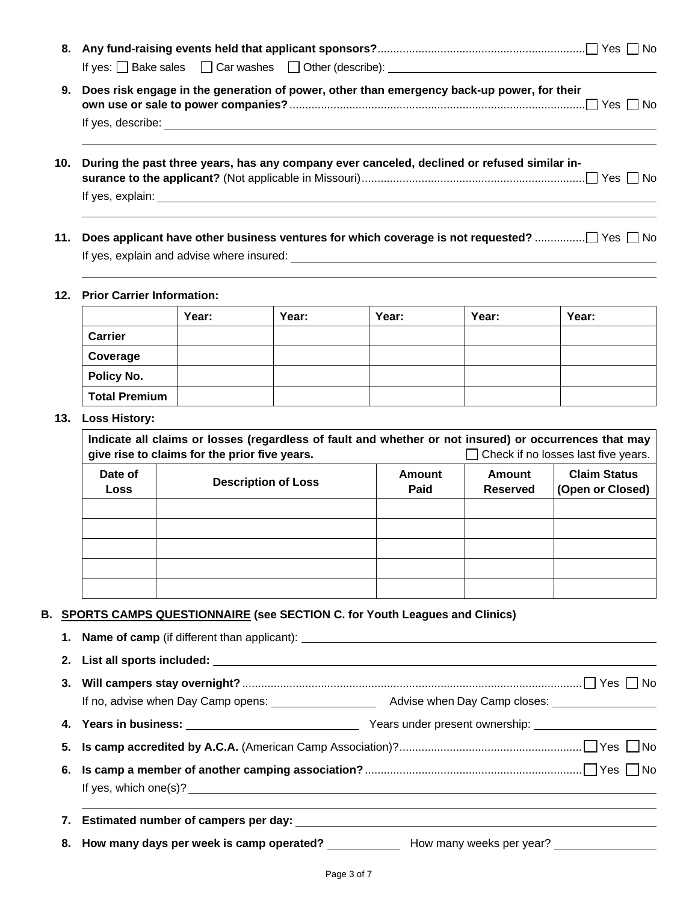8. **Any fund-raising events held that applicant sponsors?** ☐ Yes ☐ No

   If yes: ☐ Bake sales ☐ Car washes ☐ Other (describe): ____________________

9. **Does risk engage in the generation of power, other than emergency back-up power, for their own use or sale to power companies?** ☐ Yes ☐ No

   If yes, describe: ____________________

10. **During the past three years, has any company ever canceled, declined or refused similar insurance to the applicant?** (Not applicable in Missouri) ☐ Yes ☐ No

    If yes, explain: ____________________

11. **Does applicant have other business ventures for which coverage is not requested?** ☐ Yes ☐ No

    If yes, explain and advise where insured: ____________________

12. **Prior Carrier Information:**

| | Year: | Year: | Year: | Year: | Year: |
|---|---|---|---|---|---|
| **Carrier** | | | | | |
| **Coverage** | | | | | |
| **Policy No.** | | | | | |
| **Total Premium** | | | | | |

13. **Loss History:**

**Indicate all claims or losses (regardless of fault and whether or not insured) or occurrences that may give rise to claims for the prior five years.** ☐ Check if no losses last five years.

| Date of Loss | Description of Loss | Amount Paid | Amount Reserved | Claim Status (Open or Closed) |
|---|---|---|---|---|
| | | | | |
| | | | | |
| | | | | |
| | | | | |
| | | | | |

## B. SPORTS CAMPS QUESTIONNAIRE (see SECTION C. for Youth Leagues and Clinics)

1. **Name of camp** (if different than applicant): ____________________
2. **List all sports included:** ____________________
3. **Will campers stay overnight?** ☐ Yes ☐ No

   If no, advise when Day Camp opens: __________ Advise when Day Camp closes: __________
4. **Years in business:** __________ Years under present ownership: __________
5. **Is camp accredited by A.C.A.** (American Camp Association)? ☐ Yes ☐ No
6. **Is camp a member of another camping association?** ☐ Yes ☐ No

   If yes, which one(s)? ____________________
7. **Estimated number of campers per day:** ____________________
8. **How many days per week is camp operated?** __________ How many weeks per year? __________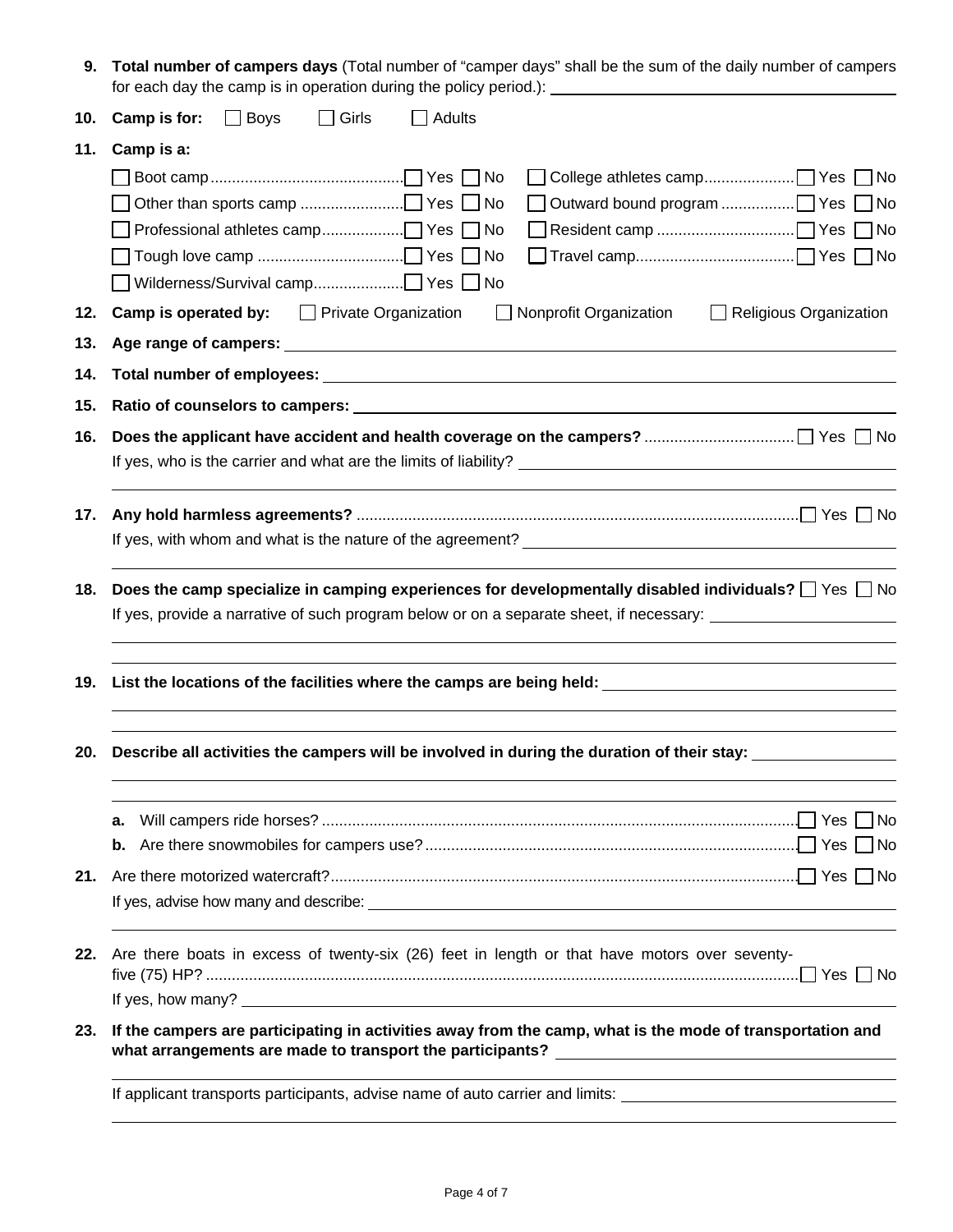**9. Total number of campers days** (Total number of "camper days" shall be the sum of the daily number of campers for each day the camp is in operation during the policy period.): ____________________

**10. Camp is for:** ☐ Boys ☐ Girls ☐ Adults

**11. Camp is a:**

| | | | |
|---|---|---|---|
| ☐ Boot camp | ☐ Yes ☐ No | ☐ College athletes camp | ☐ Yes ☐ No |
| ☐ Other than sports camp | ☐ Yes ☐ No | ☐ Outward bound program | ☐ Yes ☐ No |
| ☐ Professional athletes camp | ☐ Yes ☐ No | ☐ Resident camp | ☐ Yes ☐ No |
| ☐ Tough love camp | ☐ Yes ☐ No | ☐ Travel camp | ☐ Yes ☐ No |
| ☐ Wilderness/Survival camp | ☐ Yes ☐ No | | |

**12. Camp is operated by:** ☐ Private Organization ☐ Nonprofit Organization ☐ Religious Organization

**13. Age range of campers:** ____________________

**14. Total number of employees:** ____________________

**15. Ratio of counselors to campers:** ____________________

**16. Does the applicant have accident and health coverage on the campers?** ☐ Yes ☐ No

If yes, who is the carrier and what are the limits of liability? ____________________

**17. Any hold harmless agreements?** ☐ Yes ☐ No

If yes, with whom and what is the nature of the agreement? ____________________

**18. Does the camp specialize in camping experiences for developmentally disabled individuals?** ☐ Yes ☐ No

If yes, provide a narrative of such program below or on a separate sheet, if necessary: ____________________

**19. List the locations of the facilities where the camps are being held:** ____________________

**20. Describe all activities the campers will be involved in during the duration of their stay:** ____________________

**a.** Will campers ride horses? ☐ Yes ☐ No

**b.** Are there snowmobiles for campers use? ☐ Yes ☐ No

**21.** Are there motorized watercraft? ☐ Yes ☐ No

If yes, advise how many and describe: ____________________

**22.** Are there boats in excess of twenty-six (26) feet in length or that have motors over seventy-five (75) HP? ☐ Yes ☐ No

If yes, how many? ____________________

**23. If the campers are participating in activities away from the camp, what is the mode of transportation and what arrangements are made to transport the participants?** ____________________

If applicant transports participants, advise name of auto carrier and limits: ____________________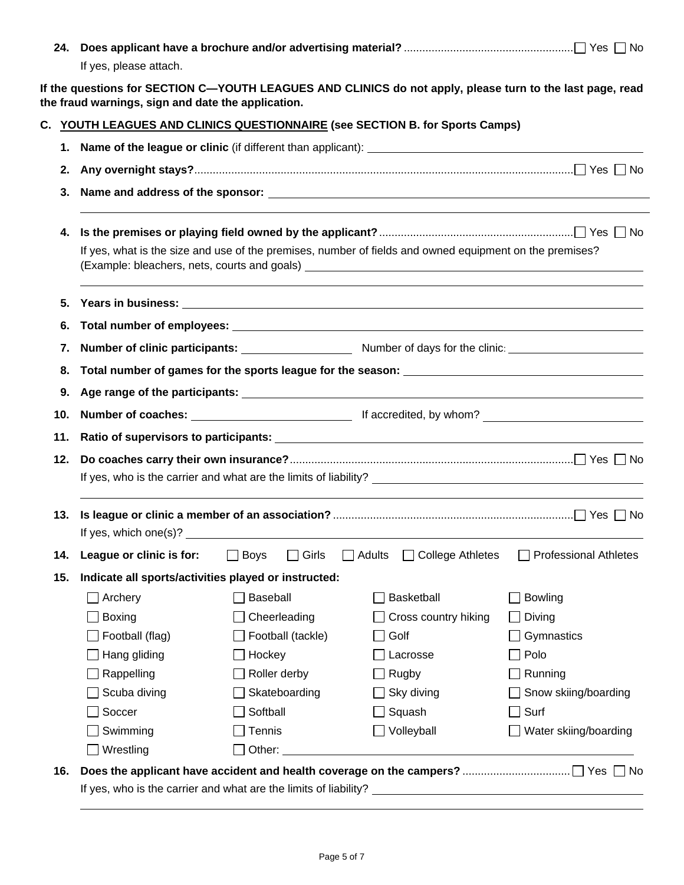**24. Does applicant have a brochure and/or advertising material?** .................................................... ☐ Yes ☐ No

If yes, please attach.

**If the questions for SECTION C—YOUTH LEAGUES AND CLINICS do not apply, please turn to the last page, read the fraud warnings, sign and date the application.**

## C. YOUTH LEAGUES AND CLINICS QUESTIONNAIRE (see SECTION B. for Sports Camps)

**1. Name of the league or clinic** (if different than applicant): ______________________________

**2. Any overnight stays?** .................................................................................................................. ☐ Yes ☐ No

**3. Name and address of the sponsor:** ______________________________

______________________________

**4. Is the premises or playing field owned by the applicant?** ............................................................... ☐ Yes ☐ No

If yes, what is the size and use of the premises, number of fields and owned equipment on the premises? (Example: bleachers, nets, courts and goals) ______________________________

______________________________

**5. Years in business:** ______________________________

**6. Total number of employees:** ______________________________

**7. Number of clinic participants:** ________________ Number of days for the clinic: ________________

**8. Total number of games for the sports league for the season:** ______________________________

**9. Age range of the participants:** ______________________________

**10. Number of coaches:** ________________ If accredited, by whom? ________________

**11. Ratio of supervisors to participants:** ______________________________

**12. Do coaches carry their own insurance?** ........................................................................................ ☐ Yes ☐ No

If yes, who is the carrier and what are the limits of liability? ______________________________

______________________________

**13. Is league or clinic a member of an association?** ............................................................................ ☐ Yes ☐ No

If yes, which one(s)? ______________________________

**14. League or clinic is for:** ☐ Boys ☐ Girls ☐ Adults ☐ College Athletes ☐ Professional Athletes

**15. Indicate all sports/activities played or instructed:**

| | | | |
|---|---|---|---|
| ☐ Archery | ☐ Baseball | ☐ Basketball | ☐ Bowling |
| ☐ Boxing | ☐ Cheerleading | ☐ Cross country hiking | ☐ Diving |
| ☐ Football (flag) | ☐ Football (tackle) | ☐ Golf | ☐ Gymnastics |
| ☐ Hang gliding | ☐ Hockey | ☐ Lacrosse | ☐ Polo |
| ☐ Rappelling | ☐ Roller derby | ☐ Rugby | ☐ Running |
| ☐ Scuba diving | ☐ Skateboarding | ☐ Sky diving | ☐ Snow skiing/boarding |
| ☐ Soccer | ☐ Softball | ☐ Squash | ☐ Surf |
| ☐ Swimming | ☐ Tennis | ☐ Volleyball | ☐ Water skiing/boarding |
| ☐ Wrestling | ☐ Other: ________________ | | |

**16. Does the applicant have accident and health coverage on the campers?** .................................. ☐ Yes ☐ No

If yes, who is the carrier and what are the limits of liability? ______________________________

______________________________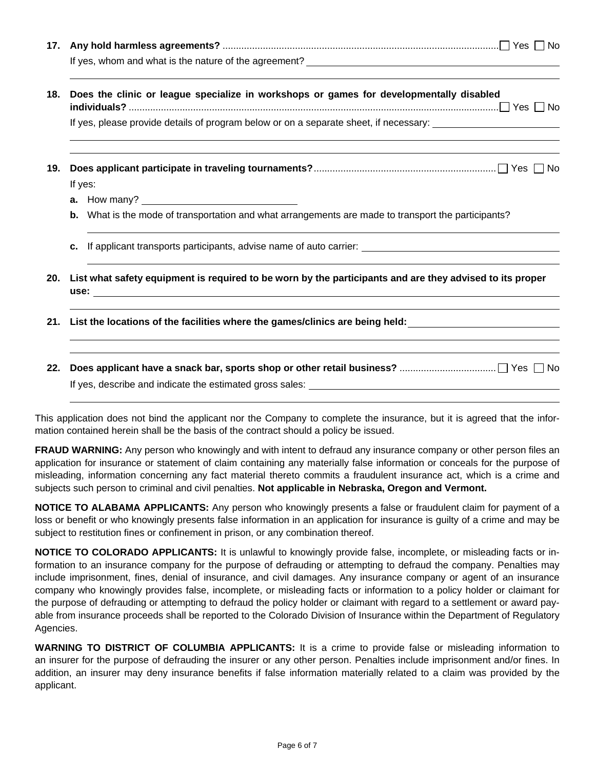17. **Any hold harmless agreements?** ☐ Yes ☐ No

    If yes, whom and what is the nature of the agreement? ______________________________________________

    ______________________________________________________________________________________

18. **Does the clinic or league specialize in workshops or games for developmentally disabled individuals?** ☐ Yes ☐ No

    If yes, please provide details of program below or on a separate sheet, if necessary: ______________________

    ______________________________________________________________________________________

    ______________________________________________________________________________________

19. **Does applicant participate in traveling tournaments?** ☐ Yes ☐ No

    If yes:

    **a.** How many? ______________________________

    **b.** What is the mode of transportation and what arrangements are made to transport the participants?

    ______________________________________________________________________________________

    **c.** If applicant transports participants, advise name of auto carrier: ______________________________

    ______________________________________________________________________________________

20. **List what safety equipment is required to be worn by the participants and are they advised to its proper use:** ______________________________________________________________________________

    ______________________________________________________________________________________

21. **List the locations of the facilities where the games/clinics are being held:** ___________________________

    ______________________________________________________________________________________

    ______________________________________________________________________________________

22. **Does applicant have a snack bar, sports shop or other retail business?** ☐ Yes ☐ No

    If yes, describe and indicate the estimated gross sales: ______________________________________________

    ______________________________________________________________________________________

This application does not bind the applicant nor the Company to complete the insurance, but it is agreed that the information contained herein shall be the basis of the contract should a policy be issued.

**FRAUD WARNING:** Any person who knowingly and with intent to defraud any insurance company or other person files an application for insurance or statement of claim containing any materially false information or conceals for the purpose of misleading, information concerning any fact material thereto commits a fraudulent insurance act, which is a crime and subjects such person to criminal and civil penalties. **Not applicable in Nebraska, Oregon and Vermont.**

**NOTICE TO ALABAMA APPLICANTS:** Any person who knowingly presents a false or fraudulent claim for payment of a loss or benefit or who knowingly presents false information in an application for insurance is guilty of a crime and may be subject to restitution fines or confinement in prison, or any combination thereof.

**NOTICE TO COLORADO APPLICANTS:** It is unlawful to knowingly provide false, incomplete, or misleading facts or information to an insurance company for the purpose of defrauding or attempting to defraud the company. Penalties may include imprisonment, fines, denial of insurance, and civil damages. Any insurance company or agent of an insurance company who knowingly provides false, incomplete, or misleading facts or information to a policy holder or claimant for the purpose of defrauding or attempting to defraud the policy holder or claimant with regard to a settlement or award payable from insurance proceeds shall be reported to the Colorado Division of Insurance within the Department of Regulatory Agencies.

**WARNING TO DISTRICT OF COLUMBIA APPLICANTS:** It is a crime to provide false or misleading information to an insurer for the purpose of defrauding the insurer or any other person. Penalties include imprisonment and/or fines. In addition, an insurer may deny insurance benefits if false information materially related to a claim was provided by the applicant.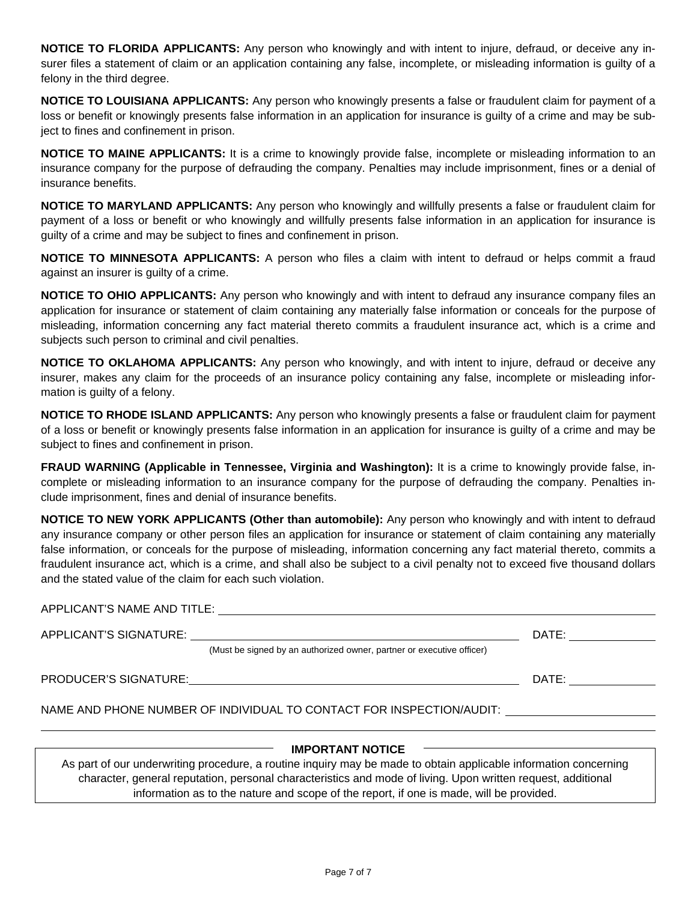**NOTICE TO FLORIDA APPLICANTS:** Any person who knowingly and with intent to injure, defraud, or deceive any insurer files a statement of claim or an application containing any false, incomplete, or misleading information is guilty of a felony in the third degree.

**NOTICE TO LOUISIANA APPLICANTS:** Any person who knowingly presents a false or fraudulent claim for payment of a loss or benefit or knowingly presents false information in an application for insurance is guilty of a crime and may be subject to fines and confinement in prison.

**NOTICE TO MAINE APPLICANTS:** It is a crime to knowingly provide false, incomplete or misleading information to an insurance company for the purpose of defrauding the company. Penalties may include imprisonment, fines or a denial of insurance benefits.

**NOTICE TO MARYLAND APPLICANTS:** Any person who knowingly and willfully presents a false or fraudulent claim for payment of a loss or benefit or who knowingly and willfully presents false information in an application for insurance is guilty of a crime and may be subject to fines and confinement in prison.

**NOTICE TO MINNESOTA APPLICANTS:** A person who files a claim with intent to defraud or helps commit a fraud against an insurer is guilty of a crime.

**NOTICE TO OHIO APPLICANTS:** Any person who knowingly and with intent to defraud any insurance company files an application for insurance or statement of claim containing any materially false information or conceals for the purpose of misleading, information concerning any fact material thereto commits a fraudulent insurance act, which is a crime and subjects such person to criminal and civil penalties.

**NOTICE TO OKLAHOMA APPLICANTS:** Any person who knowingly, and with intent to injure, defraud or deceive any insurer, makes any claim for the proceeds of an insurance policy containing any false, incomplete or misleading information is guilty of a felony.

**NOTICE TO RHODE ISLAND APPLICANTS:** Any person who knowingly presents a false or fraudulent claim for payment of a loss or benefit or knowingly presents false information in an application for insurance is guilty of a crime and may be subject to fines and confinement in prison.

**FRAUD WARNING (Applicable in Tennessee, Virginia and Washington):** It is a crime to knowingly provide false, incomplete or misleading information to an insurance company for the purpose of defrauding the company. Penalties include imprisonment, fines and denial of insurance benefits.

**NOTICE TO NEW YORK APPLICANTS (Other than automobile):** Any person who knowingly and with intent to defraud any insurance company or other person files an application for insurance or statement of claim containing any materially false information, or conceals for the purpose of misleading, information concerning any fact material thereto, commits a fraudulent insurance act, which is a crime, and shall also be subject to a civil penalty not to exceed five thousand dollars and the stated value of the claim for each such violation.

APPLICANT'S NAME AND TITLE: ______________________________

APPLICANT'S SIGNATURE: ______________________________ DATE: __________

(Must be signed by an authorized owner, partner or executive officer)

PRODUCER'S SIGNATURE: ______________________________ DATE: __________

NAME AND PHONE NUMBER OF INDIVIDUAL TO CONTACT FOR INSPECTION/AUDIT: __________

**IMPORTANT NOTICE**

As part of our underwriting procedure, a routine inquiry may be made to obtain applicable information concerning character, general reputation, personal characteristics and mode of living. Upon written request, additional information as to the nature and scope of the report, if one is made, will be provided.